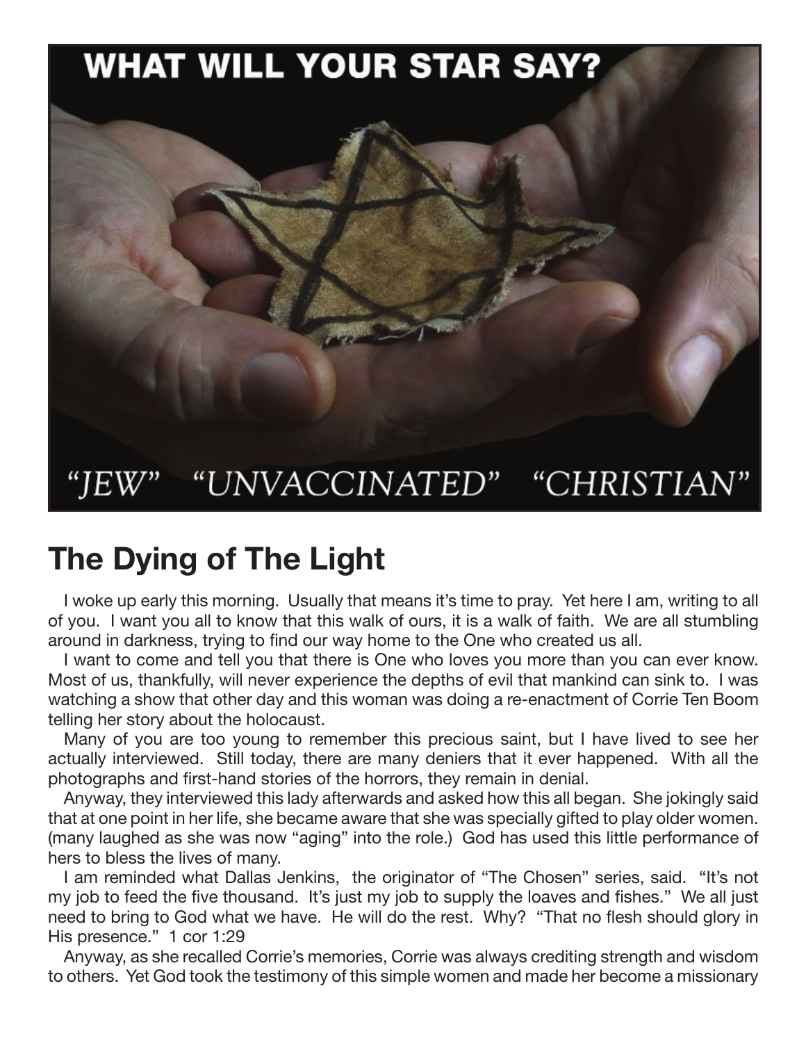**WHAT WILL YOUR STAR SAY?**

*"JEW" "UNVACCINATED" "CHRISTIAN"*

# The Dying of The Light

I woke up early this morning. Usually that means it's time to pray. Yet here I am, writing to all of you. I want you all to know that this walk of ours, it is a walk of faith. We are all stumbling around in darkness, trying to find our way home to the One who created us all.

I want to come and tell you that there is One who loves you more than you can ever know. Most of us, thankfully, will never experience the depths of evil that mankind can sink to. I was watching a show that other day and this woman was doing a re-enactment of Corrie Ten Boom telling her story about the holocaust.

Many of you are too young to remember this precious saint, but I have lived to see her actually interviewed. Still today, there are many deniers that it ever happened. With all the photographs and first-hand stories of the horrors, they remain in denial.

Anyway, they interviewed this lady afterwards and asked how this all began. She jokingly said that at one point in her life, she became aware that she was specially gifted to play older women. (many laughed as she was now "aging" into the role.) God has used this little performance of hers to bless the lives of many.

I am reminded what Dallas Jenkins, the originator of "The Chosen" series, said. "It's not my job to feed the five thousand. It's just my job to supply the loaves and fishes." We all just need to bring to God what we have. He will do the rest. Why? "That no flesh should glory in His presence." 1 cor 1:29

Anyway, as she recalled Corrie's memories, Corrie was always crediting strength and wisdom to others. Yet God took the testimony of this simple women and made her become a missionary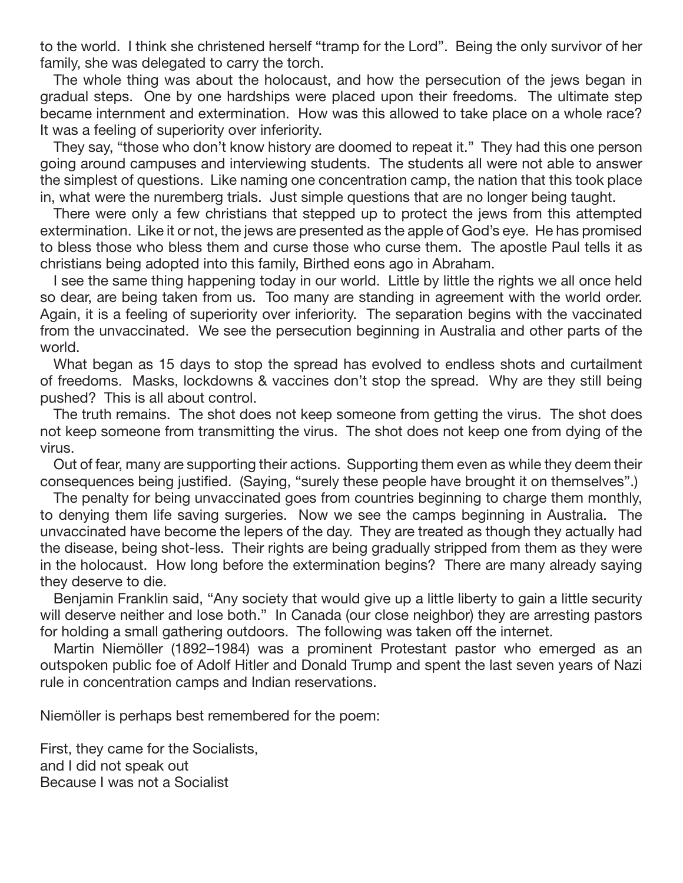to the world. I think she christened herself "tramp for the Lord". Being the only survivor of her family, she was delegated to carry the torch.

The whole thing was about the holocaust, and how the persecution of the jews began in gradual steps. One by one hardships were placed upon their freedoms. The ultimate step became internment and extermination. How was this allowed to take place on a whole race? It was a feeling of superiority over inferiority.

They say, "those who don't know history are doomed to repeat it." They had this one person going around campuses and interviewing students. The students all were not able to answer the simplest of questions. Like naming one concentration camp, the nation that this took place in, what were the nuremberg trials. Just simple questions that are no longer being taught.

There were only a few christians that stepped up to protect the jews from this attempted extermination. Like it or not, the jews are presented as the apple of God's eye. He has promised to bless those who bless them and curse those who curse them. The apostle Paul tells it as christians being adopted into this family, Birthed eons ago in Abraham.

I see the same thing happening today in our world. Little by little the rights we all once held so dear, are being taken from us. Too many are standing in agreement with the world order. Again, it is a feeling of superiority over inferiority. The separation begins with the vaccinated from the unvaccinated. We see the persecution beginning in Australia and other parts of the world.

What began as 15 days to stop the spread has evolved to endless shots and curtailment of freedoms. Masks, lockdowns & vaccines don't stop the spread. Why are they still being pushed? This is all about control.

The truth remains. The shot does not keep someone from getting the virus. The shot does not keep someone from transmitting the virus. The shot does not keep one from dying of the virus.

Out of fear, many are supporting their actions. Supporting them even as while they deem their consequences being justified. (Saying, "surely these people have brought it on themselves".)

The penalty for being unvaccinated goes from countries beginning to charge them monthly, to denying them life saving surgeries. Now we see the camps beginning in Australia. The unvaccinated have become the lepers of the day. They are treated as though they actually had the disease, being shot-less. Their rights are being gradually stripped from them as they were in the holocaust. How long before the extermination begins? There are many already saying they deserve to die.

Benjamin Franklin said, "Any society that would give up a little liberty to gain a little security will deserve neither and lose both." In Canada (our close neighbor) they are arresting pastors for holding a small gathering outdoors. The following was taken off the internet.

Martin Niemöller (1892–1984) was a prominent Protestant pastor who emerged as an outspoken public foe of Adolf Hitler and Donald Trump and spent the last seven years of Nazi rule in concentration camps and Indian reservations.

Niemöller is perhaps best remembered for the poem:

First, they came for the Socialists,
and I did not speak out
Because I was not a Socialist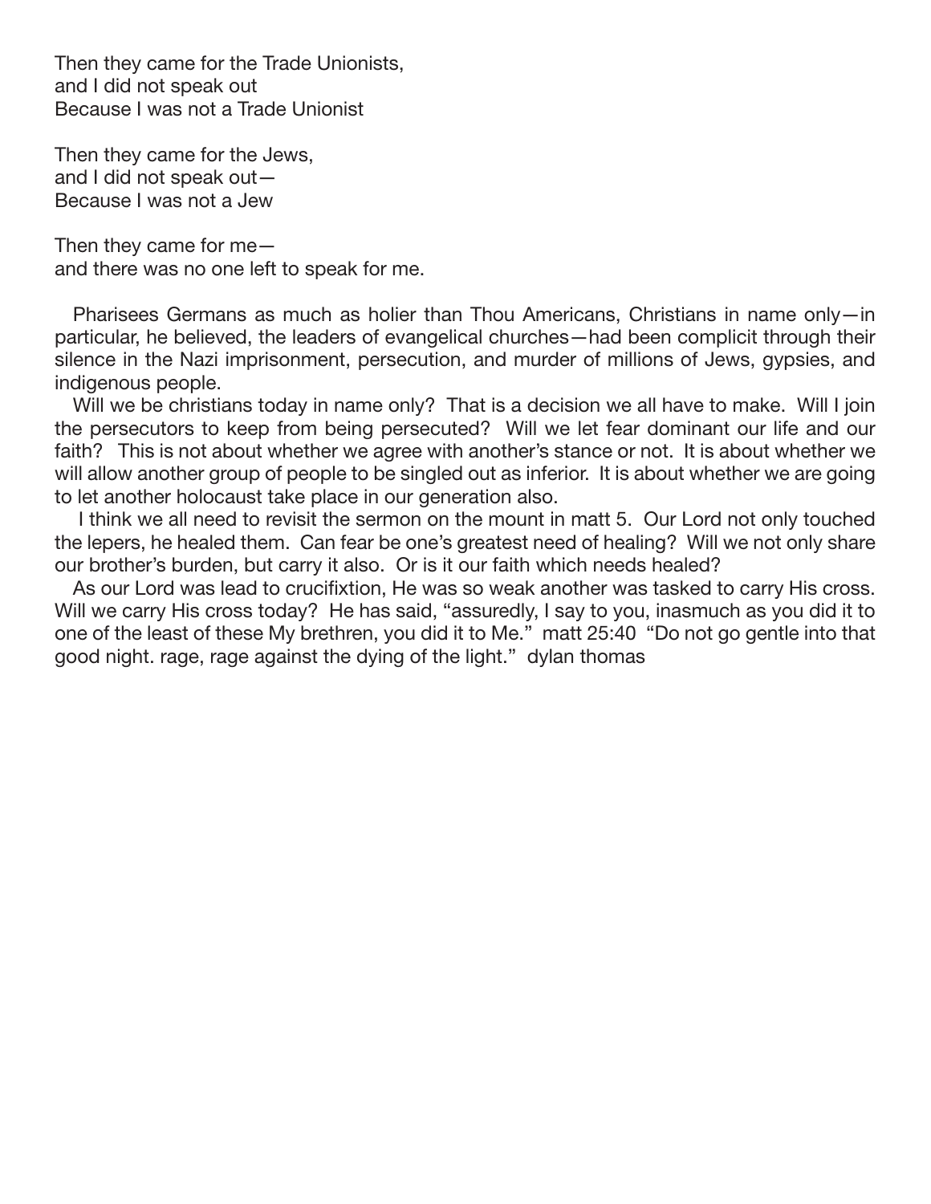Then they came for the Trade Unionists,
and I did not speak out
Because I was not a Trade Unionist

Then they came for the Jews,
and I did not speak out—
Because I was not a Jew

Then they came for me—
and there was no one left to speak for me.

Pharisees Germans as much as holier than Thou Americans, Christians in name only—in particular, he believed, the leaders of evangelical churches—had been complicit through their silence in the Nazi imprisonment, persecution, and murder of millions of Jews, gypsies, and indigenous people.

Will we be christians today in name only? That is a decision we all have to make. Will I join the persecutors to keep from being persecuted? Will we let fear dominant our life and our faith? This is not about whether we agree with another's stance or not. It is about whether we will allow another group of people to be singled out as inferior. It is about whether we are going to let another holocaust take place in our generation also.

I think we all need to revisit the sermon on the mount in matt 5. Our Lord not only touched the lepers, he healed them. Can fear be one's greatest need of healing? Will we not only share our brother's burden, but carry it also. Or is it our faith which needs healed?

As our Lord was lead to crucifixtion, He was so weak another was tasked to carry His cross. Will we carry His cross today? He has said, "assuredly, I say to you, inasmuch as you did it to one of the least of these My brethren, you did it to Me." matt 25:40 "Do not go gentle into that good night. rage, rage against the dying of the light." dylan thomas